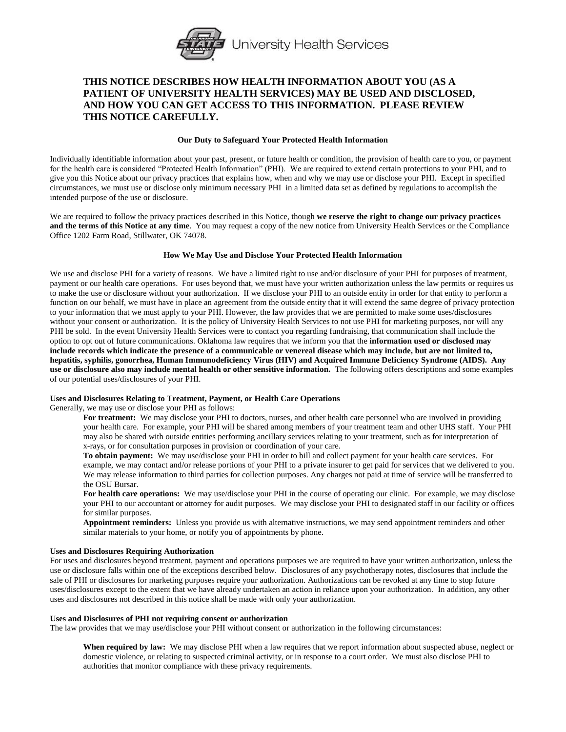University Health Services

# THIS NOTICE DESCRIBES HOW HEALTH INFORMATION ABOUT YOU (AS A PATIENT OF UNIVERSITY HEALTH SERVICES) MAY BE USED AND DISCLOSED, AND HOW YOU CAN GET ACCESS TO THIS INFORMATION. PLEASE REVIEW THIS NOTICE CAREFULLY.

## Our Duty to Safeguard Your Protected Health Information

Individually identifiable information about your past, present, or future health or condition, the provision of health care to you, or payment for the health care is considered "Protected Health Information" (PHI). We are required to extend certain protections to your PHI, and to give you this Notice about our privacy practices that explains how, when and why we may use or disclose your PHI. Except in specified circumstances, we must use or disclose only minimum necessary PHI in a limited data set as defined by regulations to accomplish the intended purpose of the use or disclosure.

We are required to follow the privacy practices described in this Notice, though **we reserve the right to change our privacy practices and the terms of this Notice at any time**. You may request a copy of the new notice from University Health Services or the Compliance Office 1202 Farm Road, Stillwater, OK 74078.

## How We May Use and Disclose Your Protected Health Information

We use and disclose PHI for a variety of reasons. We have a limited right to use and/or disclosure of your PHI for purposes of treatment, payment or our health care operations. For uses beyond that, we must have your written authorization unless the law permits or requires us to make the use or disclosure without your authorization. If we disclose your PHI to an outside entity in order for that entity to perform a function on our behalf, we must have in place an agreement from the outside entity that it will extend the same degree of privacy protection to your information that we must apply to your PHI. However, the law provides that we are permitted to make some uses/disclosures without your consent or authorization. It is the policy of University Health Services to not use PHI for marketing purposes, nor will any PHI be sold. In the event University Health Services were to contact you regarding fundraising, that communication shall include the option to opt out of future communications. Oklahoma law requires that we inform you that the **information used or disclosed may include records which indicate the presence of a communicable or venereal disease which may include, but are not limited to, hepatitis, syphilis, gonorrhea, Human Immunodeficiency Virus (HIV) and Acquired Immune Deficiency Syndrome (AIDS). Any use or disclosure also may include mental health or other sensitive information.** The following offers descriptions and some examples of our potential uses/disclosures of your PHI.

### Uses and Disclosures Relating to Treatment, Payment, or Health Care Operations

Generally, we may use or disclose your PHI as follows:

**For treatment:** We may disclose your PHI to doctors, nurses, and other health care personnel who are involved in providing your health care. For example, your PHI will be shared among members of your treatment team and other UHS staff. Your PHI may also be shared with outside entities performing ancillary services relating to your treatment, such as for interpretation of x-rays, or for consultation purposes in provision or coordination of your care.

**To obtain payment:** We may use/disclose your PHI in order to bill and collect payment for your health care services. For example, we may contact and/or release portions of your PHI to a private insurer to get paid for services that we delivered to you. We may release information to third parties for collection purposes. Any charges not paid at time of service will be transferred to the OSU Bursar.

**For health care operations:** We may use/disclose your PHI in the course of operating our clinic. For example, we may disclose your PHI to our accountant or attorney for audit purposes. We may disclose your PHI to designated staff in our facility or offices for similar purposes.

**Appointment reminders:** Unless you provide us with alternative instructions, we may send appointment reminders and other similar materials to your home, or notify you of appointments by phone.

### Uses and Disclosures Requiring Authorization

For uses and disclosures beyond treatment, payment and operations purposes we are required to have your written authorization, unless the use or disclosure falls within one of the exceptions described below. Disclosures of any psychotherapy notes, disclosures that include the sale of PHI or disclosures for marketing purposes require your authorization. Authorizations can be revoked at any time to stop future uses/disclosures except to the extent that we have already undertaken an action in reliance upon your authorization. In addition, any other uses and disclosures not described in this notice shall be made with only your authorization.

### Uses and Disclosures of PHI not requiring consent or authorization

The law provides that we may use/disclose your PHI without consent or authorization in the following circumstances:

**When required by law:** We may disclose PHI when a law requires that we report information about suspected abuse, neglect or domestic violence, or relating to suspected criminal activity, or in response to a court order. We must also disclose PHI to authorities that monitor compliance with these privacy requirements.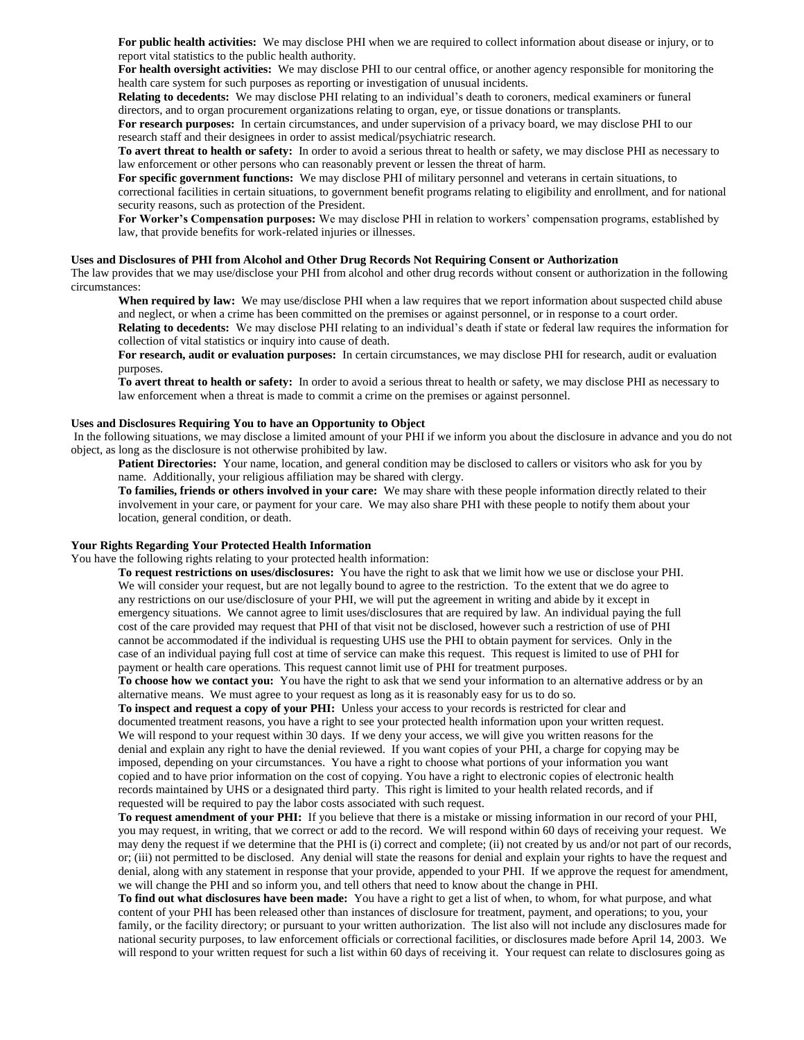**For public health activities:** We may disclose PHI when we are required to collect information about disease or injury, or to report vital statistics to the public health authority.

**For health oversight activities:** We may disclose PHI to our central office, or another agency responsible for monitoring the health care system for such purposes as reporting or investigation of unusual incidents.

**Relating to decedents:** We may disclose PHI relating to an individual's death to coroners, medical examiners or funeral directors, and to organ procurement organizations relating to organ, eye, or tissue donations or transplants.

**For research purposes:** In certain circumstances, and under supervision of a privacy board, we may disclose PHI to our research staff and their designees in order to assist medical/psychiatric research.

**To avert threat to health or safety:** In order to avoid a serious threat to health or safety, we may disclose PHI as necessary to law enforcement or other persons who can reasonably prevent or lessen the threat of harm.

**For specific government functions:** We may disclose PHI of military personnel and veterans in certain situations, to correctional facilities in certain situations, to government benefit programs relating to eligibility and enrollment, and for national security reasons, such as protection of the President.

**For Worker's Compensation purposes:** We may disclose PHI in relation to workers' compensation programs, established by law, that provide benefits for work-related injuries or illnesses.

**Uses and Disclosures of PHI from Alcohol and Other Drug Records Not Requiring Consent or Authorization**

The law provides that we may use/disclose your PHI from alcohol and other drug records without consent or authorization in the following circumstances:

**When required by law:** We may use/disclose PHI when a law requires that we report information about suspected child abuse and neglect, or when a crime has been committed on the premises or against personnel, or in response to a court order.

**Relating to decedents:** We may disclose PHI relating to an individual's death if state or federal law requires the information for collection of vital statistics or inquiry into cause of death.

**For research, audit or evaluation purposes:** In certain circumstances, we may disclose PHI for research, audit or evaluation purposes.

**To avert threat to health or safety:** In order to avoid a serious threat to health or safety, we may disclose PHI as necessary to law enforcement when a threat is made to commit a crime on the premises or against personnel.

**Uses and Disclosures Requiring You to have an Opportunity to Object**

In the following situations, we may disclose a limited amount of your PHI if we inform you about the disclosure in advance and you do not object, as long as the disclosure is not otherwise prohibited by law.

**Patient Directories:** Your name, location, and general condition may be disclosed to callers or visitors who ask for you by name. Additionally, your religious affiliation may be shared with clergy.

**To families, friends or others involved in your care:** We may share with these people information directly related to their involvement in your care, or payment for your care. We may also share PHI with these people to notify them about your location, general condition, or death.

**Your Rights Regarding Your Protected Health Information**

You have the following rights relating to your protected health information:

**To request restrictions on uses/disclosures:** You have the right to ask that we limit how we use or disclose your PHI. We will consider your request, but are not legally bound to agree to the restriction. To the extent that we do agree to any restrictions on our use/disclosure of your PHI, we will put the agreement in writing and abide by it except in emergency situations. We cannot agree to limit uses/disclosures that are required by law. An individual paying the full cost of the care provided may request that PHI of that visit not be disclosed, however such a restriction of use of PHI cannot be accommodated if the individual is requesting UHS use the PHI to obtain payment for services. Only in the case of an individual paying full cost at time of service can make this request. This request is limited to use of PHI for payment or health care operations. This request cannot limit use of PHI for treatment purposes.

**To choose how we contact you:** You have the right to ask that we send your information to an alternative address or by an alternative means. We must agree to your request as long as it is reasonably easy for us to do so.

**To inspect and request a copy of your PHI:** Unless your access to your records is restricted for clear and documented treatment reasons, you have a right to see your protected health information upon your written request. We will respond to your request within 30 days. If we deny your access, we will give you written reasons for the denial and explain any right to have the denial reviewed. If you want copies of your PHI, a charge for copying may be imposed, depending on your circumstances. You have a right to choose what portions of your information you want copied and to have prior information on the cost of copying. You have a right to electronic copies of electronic health records maintained by UHS or a designated third party. This right is limited to your health related records, and if requested will be required to pay the labor costs associated with such request.

**To request amendment of your PHI:** If you believe that there is a mistake or missing information in our record of your PHI, you may request, in writing, that we correct or add to the record. We will respond within 60 days of receiving your request. We may deny the request if we determine that the PHI is (i) correct and complete; (ii) not created by us and/or not part of our records, or; (iii) not permitted to be disclosed. Any denial will state the reasons for denial and explain your rights to have the request and denial, along with any statement in response that your provide, appended to your PHI. If we approve the request for amendment, we will change the PHI and so inform you, and tell others that need to know about the change in PHI.

**To find out what disclosures have been made:** You have a right to get a list of when, to whom, for what purpose, and what content of your PHI has been released other than instances of disclosure for treatment, payment, and operations; to you, your family, or the facility directory; or pursuant to your written authorization. The list also will not include any disclosures made for national security purposes, to law enforcement officials or correctional facilities, or disclosures made before April 14, 2003. We will respond to your written request for such a list within 60 days of receiving it. Your request can relate to disclosures going as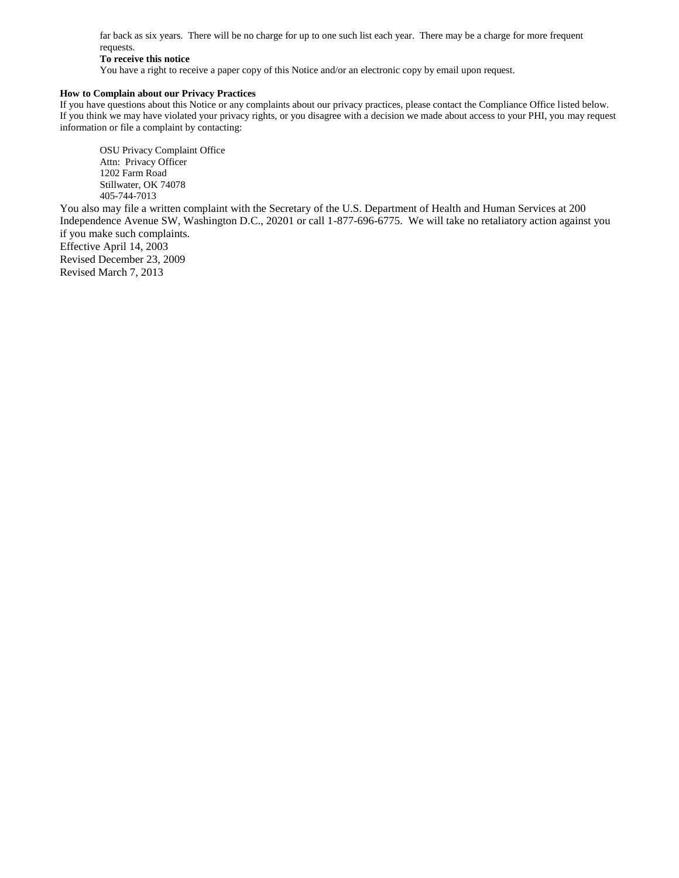far back as six years. There will be no charge for up to one such list each year. There may be a charge for more frequent requests.

**To receive this notice**

You have a right to receive a paper copy of this Notice and/or an electronic copy by email upon request.

**How to Complain about our Privacy Practices**

If you have questions about this Notice or any complaints about our privacy practices, please contact the Compliance Office listed below. If you think we may have violated your privacy rights, or you disagree with a decision we made about access to your PHI, you may request information or file a complaint by contacting:

OSU Privacy Complaint Office
Attn: Privacy Officer
1202 Farm Road
Stillwater, OK 74078
405-744-7013

You also may file a written complaint with the Secretary of the U.S. Department of Health and Human Services at 200 Independence Avenue SW, Washington D.C., 20201 or call 1-877-696-6775. We will take no retaliatory action against you if you make such complaints.

Effective April 14, 2003
Revised December 23, 2009
Revised March 7, 2013